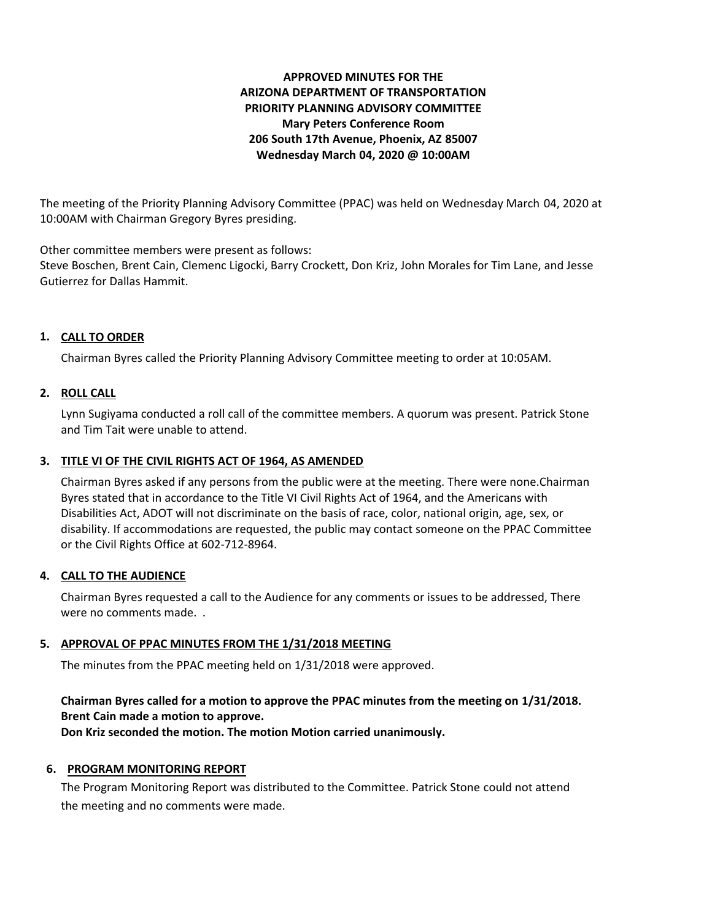**APPROVED MINUTES FOR THE**
**ARIZONA DEPARTMENT OF TRANSPORTATION**
**PRIORITY PLANNING ADVISORY COMMITTEE**
**Mary Peters Conference Room**
**206 South 17th Avenue, Phoenix, AZ 85007**
**Wednesday March 04, 2020 @ 10:00AM**

The meeting of the Priority Planning Advisory Committee (PPAC) was held on Wednesday March 04, 2020 at 10:00AM with Chairman Gregory Byres presiding.

Other committee members were present as follows:
Steve Boschen, Brent Cain, Clemenc Ligocki, Barry Crockett, Don Kriz, John Morales for Tim Lane, and Jesse Gutierrez for Dallas Hammit.

**1. CALL TO ORDER**

Chairman Byres called the Priority Planning Advisory Committee meeting to order at 10:05AM.

**2. ROLL CALL**

Lynn Sugiyama conducted a roll call of the committee members. A quorum was present. Patrick Stone and Tim Tait were unable to attend.

**3. TITLE VI OF THE CIVIL RIGHTS ACT OF 1964, AS AMENDED**

Chairman Byres asked if any persons from the public were at the meeting. There were none.Chairman Byres stated that in accordance to the Title VI Civil Rights Act of 1964, and the Americans with Disabilities Act, ADOT will not discriminate on the basis of race, color, national origin, age, sex, or disability. If accommodations are requested, the public may contact someone on the PPAC Committee or the Civil Rights Office at 602-712-8964.

**4. CALL TO THE AUDIENCE**

Chairman Byres requested a call to the Audience for any comments or issues to be addressed, There were no comments made. .

**5. APPROVAL OF PPAC MINUTES FROM THE 1/31/2018 MEETING**

The minutes from the PPAC meeting held on 1/31/2018 were approved.

**Chairman Byres called for a motion to approve the PPAC minutes from the meeting on 1/31/2018.**
**Brent Cain made a motion to approve.**
**Don Kriz seconded the motion. The motion Motion carried unanimously.**

**6. PROGRAM MONITORING REPORT**

The Program Monitoring Report was distributed to the Committee. Patrick Stone could not attend the meeting and no comments were made.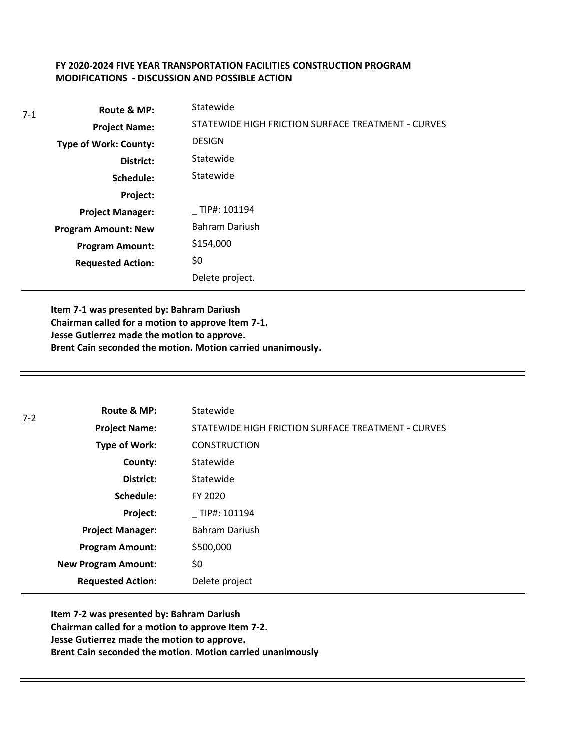**FY 2020-2024 FIVE YEAR TRANSPORTATION FACILITIES CONSTRUCTION PROGRAM MODIFICATIONS - DISCUSSION AND POSSIBLE ACTION**

7-1

| | |
|---|---|
| **Route & MP:** | Statewide |
| **Project Name:** | STATEWIDE HIGH FRICTION SURFACE TREATMENT - CURVES |
| **Type of Work: County:** | DESIGN |
| **District:** | Statewide |
| **Schedule:** | Statewide |
| **Project:** | |
| **Project Manager:** | _ TIP#: 101194 |
| **Program Amount: New** | Bahram Dariush |
| **Program Amount:** | $154,000 |
| **Requested Action:** | $0 |
| | Delete project. |

**Item 7-1 was presented by: Bahram Dariush**
**Chairman called for a motion to approve Item 7-1.**
**Jesse Gutierrez made the motion to approve.**
**Brent Cain seconded the motion. Motion carried unanimously.**

---

7-2

| | |
|---|---|
| **Route & MP:** | Statewide |
| **Project Name:** | STATEWIDE HIGH FRICTION SURFACE TREATMENT - CURVES |
| **Type of Work:** | CONSTRUCTION |
| **County:** | Statewide |
| **District:** | Statewide |
| **Schedule:** | FY 2020 |
| **Project:** | _ TIP#: 101194 |
| **Project Manager:** | Bahram Dariush |
| **Program Amount:** | $500,000 |
| **New Program Amount:** | $0 |
| **Requested Action:** | Delete project |

**Item 7-2 was presented by: Bahram Dariush**
**Chairman called for a motion to approve Item 7-2.**
**Jesse Gutierrez made the motion to approve.**
**Brent Cain seconded the motion. Motion carried unanimously**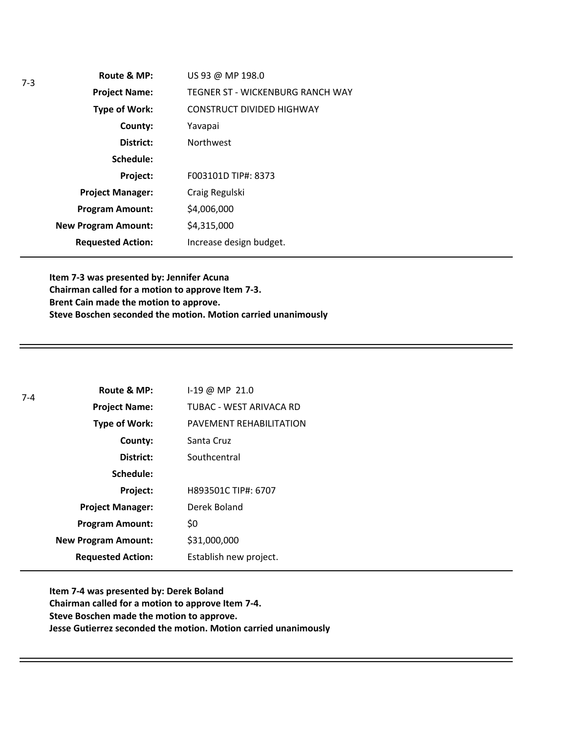7-3

| | |
|---|---|
| **Route & MP:** | US 93 @ MP 198.0 |
| **Project Name:** | TEGNER ST - WICKENBURG RANCH WAY |
| **Type of Work:** | CONSTRUCT DIVIDED HIGHWAY |
| **County:** | Yavapai |
| **District:** | Northwest |
| **Schedule:** | |
| **Project:** | F003101D TIP#: 8373 |
| **Project Manager:** | Craig Regulski |
| **Program Amount:** | $4,006,000 |
| **New Program Amount:** | $4,315,000 |
| **Requested Action:** | Increase design budget. |

**Item 7-3 was presented by: Jennifer Acuna**
**Chairman called for a motion to approve Item 7-3.**
**Brent Cain made the motion to approve.**
**Steve Boschen seconded the motion. Motion carried unanimously**

---

7-4

| | |
|---|---|
| **Route & MP:** | I-19 @ MP 21.0 |
| **Project Name:** | TUBAC - WEST ARIVACA RD |
| **Type of Work:** | PAVEMENT REHABILITATION |
| **County:** | Santa Cruz |
| **District:** | Southcentral |
| **Schedule:** | |
| **Project:** | H893501C TIP#: 6707 |
| **Project Manager:** | Derek Boland |
| **Program Amount:** | $0 |
| **New Program Amount:** | $31,000,000 |
| **Requested Action:** | Establish new project. |

**Item 7-4 was presented by: Derek Boland**
**Chairman called for a motion to approve Item 7-4.**
**Steve Boschen made the motion to approve.**
**Jesse Gutierrez seconded the motion. Motion carried unanimously**

---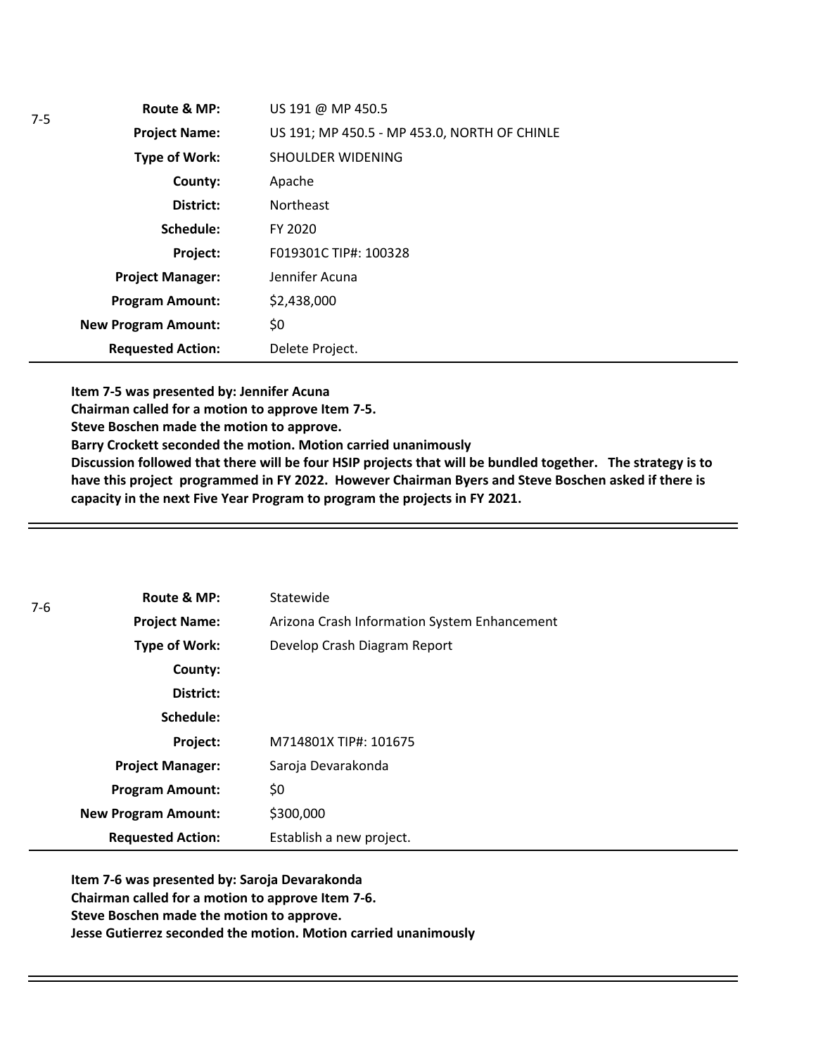7-5

| | |
|---|---|
| **Route & MP:** | US 191 @ MP 450.5 |
| **Project Name:** | US 191; MP 450.5 - MP 453.0, NORTH OF CHINLE |
| **Type of Work:** | SHOULDER WIDENING |
| **County:** | Apache |
| **District:** | Northeast |
| **Schedule:** | FY 2020 |
| **Project:** | F019301C TIP#: 100328 |
| **Project Manager:** | Jennifer Acuna |
| **Program Amount:** | $2,438,000 |
| **New Program Amount:** | $0 |
| **Requested Action:** | Delete Project. |

**Item 7-5 was presented by: Jennifer Acuna**
**Chairman called for a motion to approve Item 7-5.**
**Steve Boschen made the motion to approve.**
**Barry Crockett seconded the motion. Motion carried unanimously**
**Discussion followed that there will be four HSIP projects that will be bundled together. The strategy is to have this project programmed in FY 2022. However Chairman Byers and Steve Boschen asked if there is capacity in the next Five Year Program to program the projects in FY 2021.**

---

7-6

| | |
|---|---|
| **Route & MP:** | Statewide |
| **Project Name:** | Arizona Crash Information System Enhancement |
| **Type of Work:** | Develop Crash Diagram Report |
| **County:** | |
| **District:** | |
| **Schedule:** | |
| **Project:** | M714801X TIP#: 101675 |
| **Project Manager:** | Saroja Devarakonda |
| **Program Amount:** | $0 |
| **New Program Amount:** | $300,000 |
| **Requested Action:** | Establish a new project. |

**Item 7-6 was presented by: Saroja Devarakonda**
**Chairman called for a motion to approve Item 7-6.**
**Steve Boschen made the motion to approve.**
**Jesse Gutierrez seconded the motion. Motion carried unanimously**

---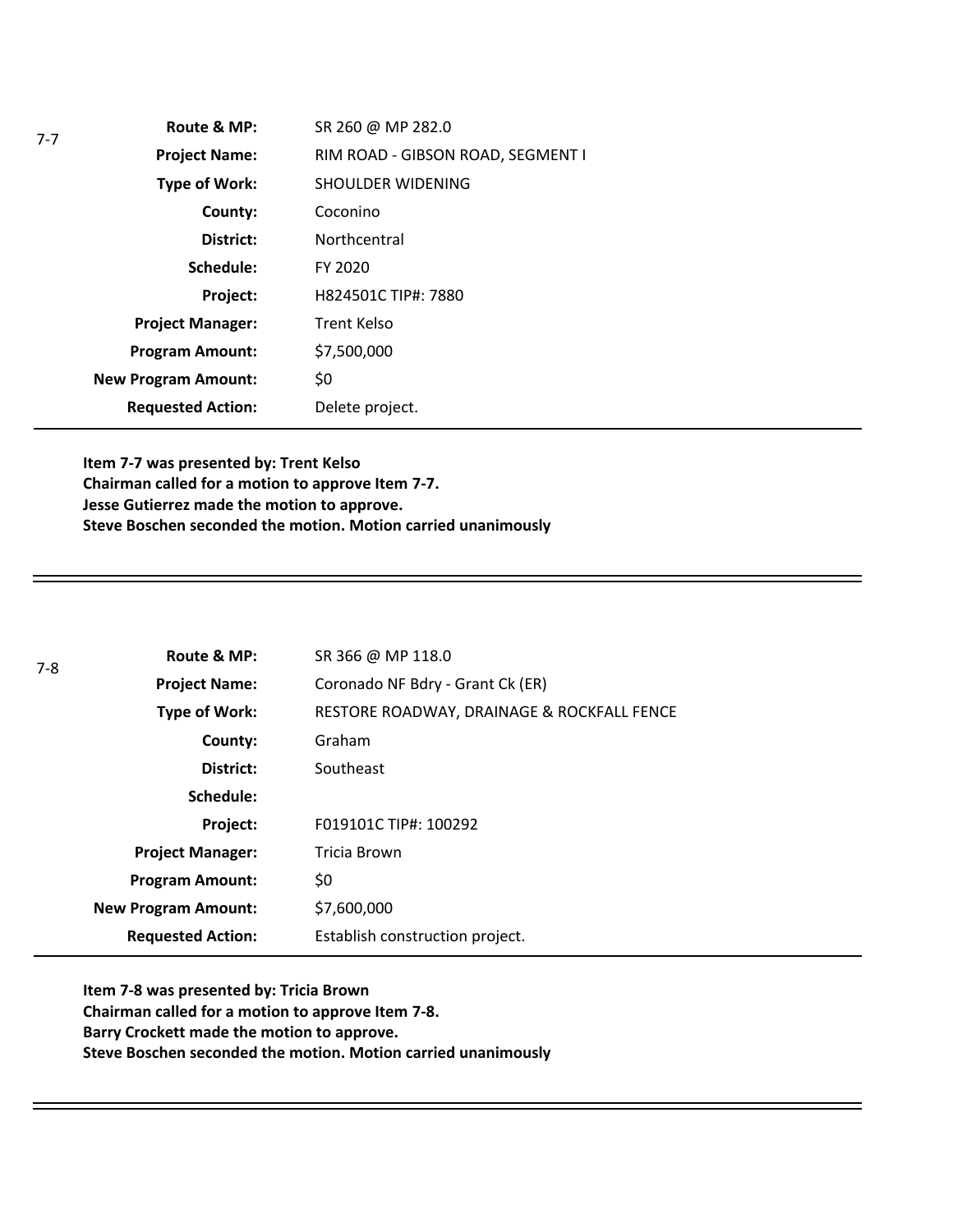7-7

| | |
|---|---|
| **Route & MP:** | SR 260 @ MP 282.0 |
| **Project Name:** | RIM ROAD - GIBSON ROAD, SEGMENT I |
| **Type of Work:** | SHOULDER WIDENING |
| **County:** | Coconino |
| **District:** | Northcentral |
| **Schedule:** | FY 2020 |
| **Project:** | H824501C TIP#: 7880 |
| **Project Manager:** | Trent Kelso |
| **Program Amount:** | $7,500,000 |
| **New Program Amount:** | $0 |
| **Requested Action:** | Delete project. |

**Item 7-7 was presented by: Trent Kelso**
**Chairman called for a motion to approve Item 7-7.**
**Jesse Gutierrez made the motion to approve.**
**Steve Boschen seconded the motion. Motion carried unanimously**

---

7-8

| | |
|---|---|
| **Route & MP:** | SR 366 @ MP 118.0 |
| **Project Name:** | Coronado NF Bdry - Grant Ck (ER) |
| **Type of Work:** | RESTORE ROADWAY, DRAINAGE & ROCKFALL FENCE |
| **County:** | Graham |
| **District:** | Southeast |
| **Schedule:** | |
| **Project:** | F019101C TIP#: 100292 |
| **Project Manager:** | Tricia Brown |
| **Program Amount:** | $0 |
| **New Program Amount:** | $7,600,000 |
| **Requested Action:** | Establish construction project. |

**Item 7-8 was presented by: Tricia Brown**
**Chairman called for a motion to approve Item 7-8.**
**Barry Crockett made the motion to approve.**
**Steve Boschen seconded the motion. Motion carried unanimously**

---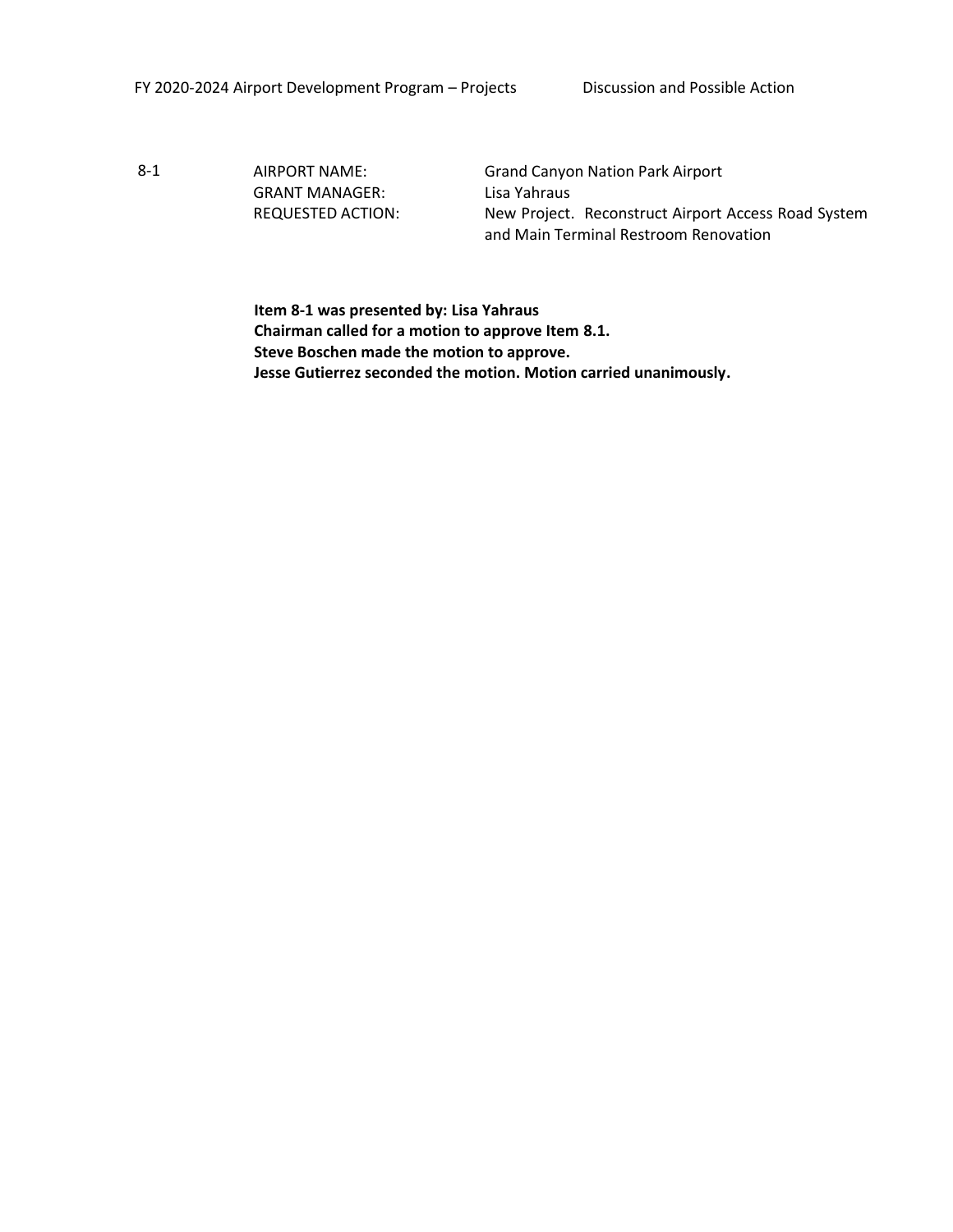FY 2020-2024 Airport Development Program – Projects Discussion and Possible Action

| | | |
|---|---|---|
| 8-1 | AIRPORT NAME: | Grand Canyon Nation Park Airport |
| | GRANT MANAGER: | Lisa Yahraus |
| | REQUESTED ACTION: | New Project. Reconstruct Airport Access Road System and Main Terminal Restroom Renovation |

**Item 8-1 was presented by: Lisa Yahraus**
**Chairman called for a motion to approve Item 8.1.**
**Steve Boschen made the motion to approve.**
**Jesse Gutierrez seconded the motion. Motion carried unanimously.**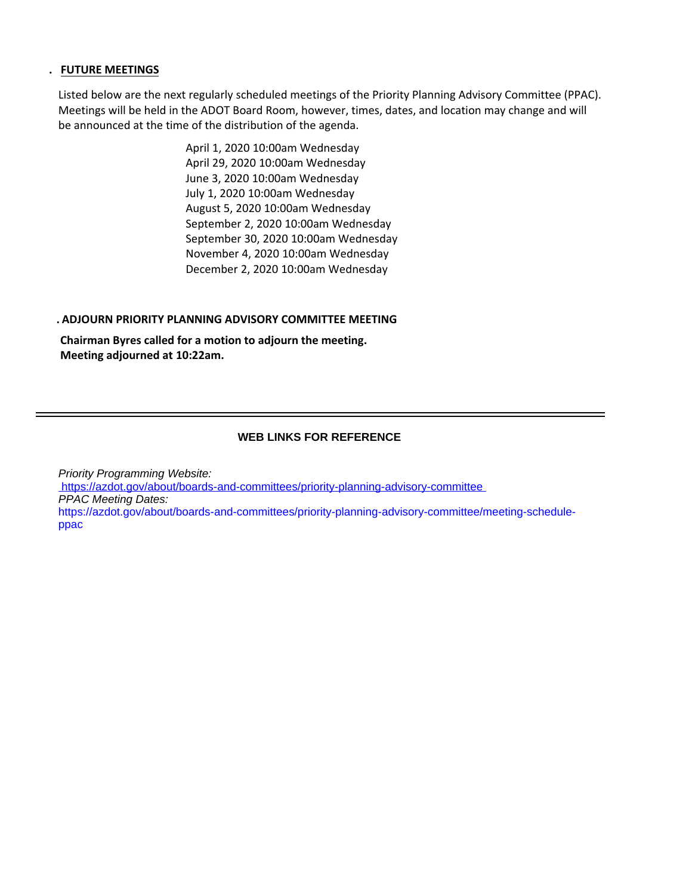. **FUTURE MEETINGS**

Listed below are the next regularly scheduled meetings of the Priority Planning Advisory Committee (PPAC). Meetings will be held in the ADOT Board Room, however, times, dates, and location may change and will be announced at the time of the distribution of the agenda.

April 1, 2020 10:00am Wednesday
April 29, 2020 10:00am Wednesday
June 3, 2020 10:00am Wednesday
July 1, 2020 10:00am Wednesday
August 5, 2020 10:00am Wednesday
September 2, 2020 10:00am Wednesday
September 30, 2020 10:00am Wednesday
November 4, 2020 10:00am Wednesday
December 2, 2020 10:00am Wednesday

. **ADJOURN PRIORITY PLANNING ADVISORY COMMITTEE MEETING**

**Chairman Byres called for a motion to adjourn the meeting.**
**Meeting adjourned at 10:22am.**

---

**WEB LINKS FOR REFERENCE**

*Priority Programming Website:*
https://azdot.gov/about/boards-and-committees/priority-planning-advisory-committee
*PPAC Meeting Dates:*
https://azdot.gov/about/boards-and-committees/priority-planning-advisory-committee/meeting-schedule-ppac